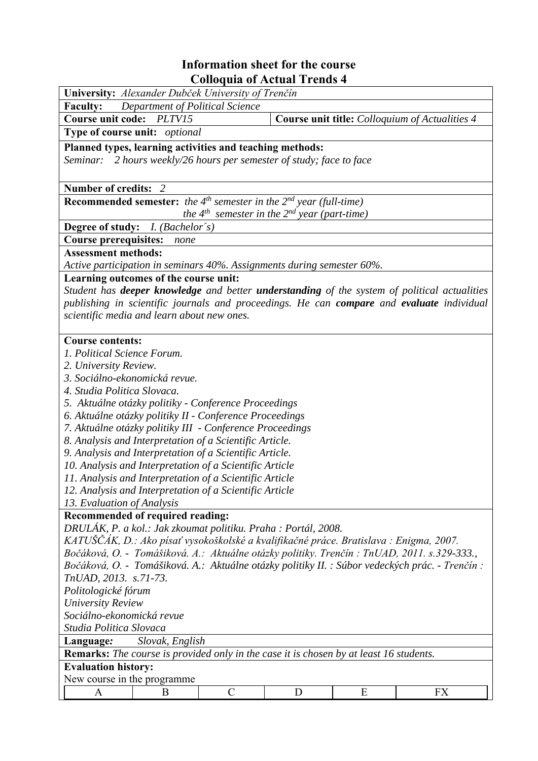# Information sheet for the course
## Colloquia of Actual Trends 4

**University:** *Alexander Dubček University of Trenčín*

**Faculty:** *Department of Political Science*

**Course unit code:** *PLTV15* | **Course unit title:** *Colloquium of Actualities 4*

**Type of course unit:** *optional*

**Planned types, learning activities and teaching methods:**
*Seminar: 2 hours weekly/26 hours per semester of study; face to face*

**Number of credits:** *2*

**Recommended semester:** *the $4^{th}$ semester in the $2^{nd}$ year (full-time)*
*the $4^{th}$ semester in the $2^{nd}$ year (part-time)*

**Degree of study:** *I. (Bachelor´s)*

**Course prerequisites:** *none*

**Assessment methods:**
*Active participation in seminars 40%. Assignments during semester 60%.*

**Learning outcomes of the course unit:**
*Student has **deeper knowledge** and better **understanding** of the system of political actualities publishing in scientific journals and proceedings. He can **compare** and **evaluate** individual scientific media and learn about new ones.*

**Course contents:**
1. *Political Science Forum.*
2. *University Review.*
3. *Sociálno-ekonomická revue.*
4. *Studia Politica Slovaca.*
5. *Aktuálne otázky politiky - Conference Proceedings*
6. *Aktuálne otázky politiky II - Conference Proceedings*
7. *Aktuálne otázky politiky III - Conference Proceedings*
8. *Analysis and Interpretation of a Scientific Article.*
9. *Analysis and Interpretation of a Scientific Article.*
10. *Analysis and Interpretation of a Scientific Article*
11. *Analysis and Interpretation of a Scientific Article*
12. *Analysis and Interpretation of a Scientific Article*
13. *Evaluation of Analysis*

**Recommended of required reading:**
*DRULÁK, P. a kol.: Jak zkoumat politiku. Praha : Portál, 2008.*
*KATUŠČÁK, D.: Ako písať vysokoškolské a kvalifikačné práce. Bratislava : Enigma, 2007.*
*Bočáková, O. - Tomášiková. A.: Aktuálne otázky politiky. Trenčín : TnUAD, 2011. s.329-333.,*
*Bočáková, O. - Tomášiková. A.: Aktuálne otázky politiky II. : Súbor vedeckých prác. - Trenčín : TnUAD, 2013. s.71-73.*
*Politologické fórum*
*University Review*
*Sociálno-ekonomická revue*
*Studia Politica Slovaca*

**Language:** *Slovak, English*

**Remarks:** *The course is provided only in the case it is chosen by at least 16 students.*

**Evaluation history:**
New course in the programme

| A | B | C | D | E | FX |
|---|---|---|---|---|---|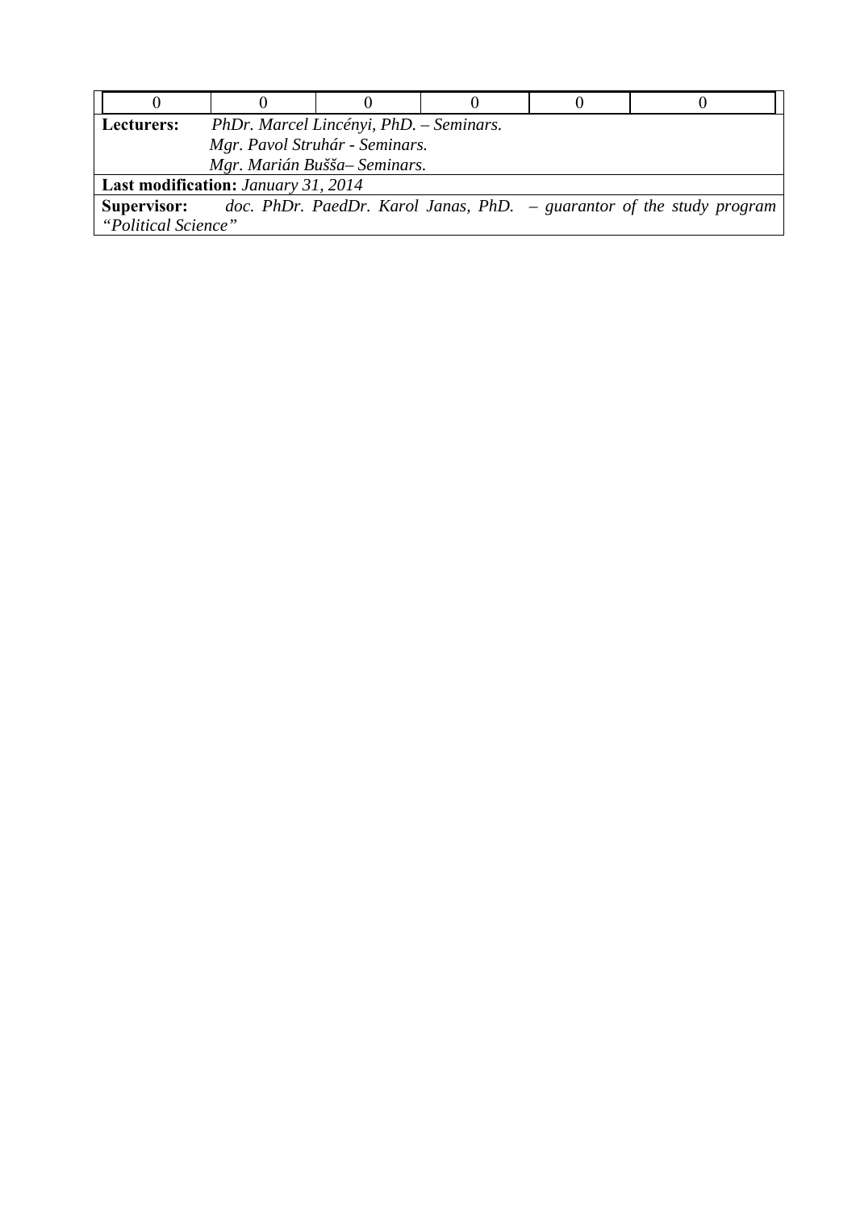| | | | | | |
|---|---|---|---|---|---|
| 0 | 0 | 0 | 0 | 0 | 0 |

**Lecturers:** *PhDr. Marcel Lincényi, PhD. – Seminars.*
*Mgr. Pavol Struhár - Seminars.*
*Mgr. Marián Bušša– Seminars.*

**Last modification:** *January 31, 2014*

**Supervisor:** *doc. PhDr. PaedDr. Karol Janas, PhD. – guarantor of the study program "Political Science"*